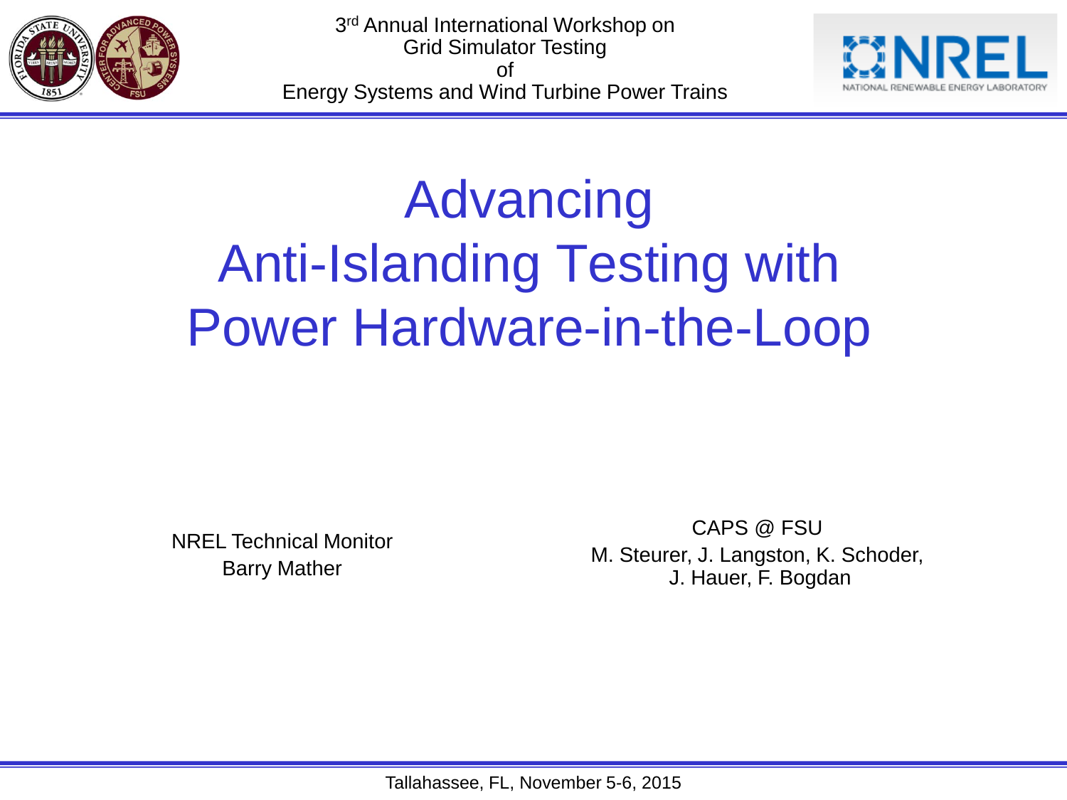3rd Annual International Workshop on
Grid Simulator Testing
of
Energy Systems and Wind Turbine Power Trains

# Advancing Anti-Islanding Testing with Power Hardware-in-the-Loop

NREL Technical Monitor
Barry Mather

CAPS @ FSU
M. Steurer, J. Langston, K. Schoder, J. Hauer, F. Bogdan

Tallahassee, FL, November 5-6, 2015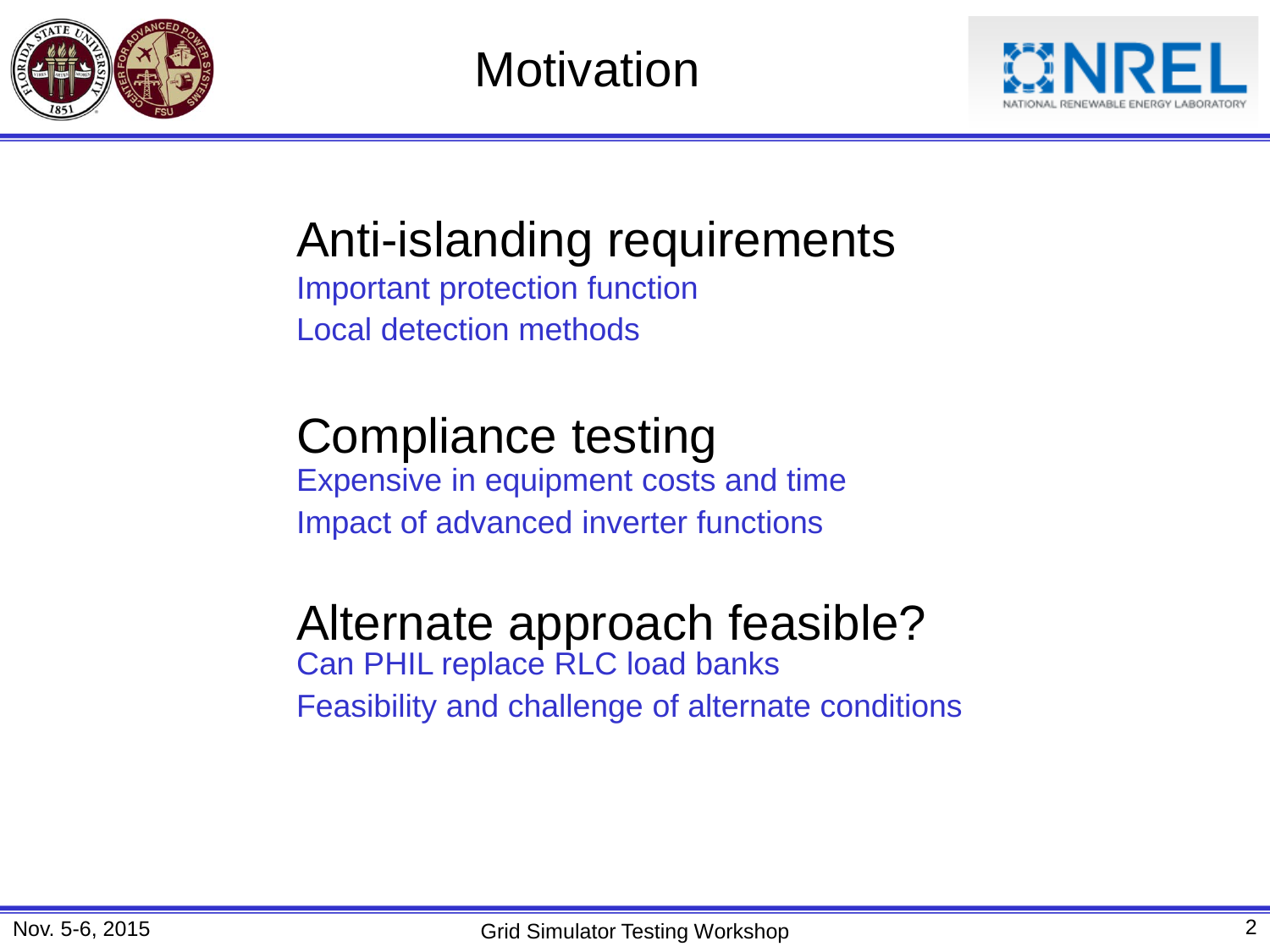# Motivation

## Anti-islanding requirements

- Important protection function
- Local detection methods

## Compliance testing

- Expensive in equipment costs and time
- Impact of advanced inverter functions

## Alternate approach feasible?

- Can PHIL replace RLC load banks
- Feasibility and challenge of alternate conditions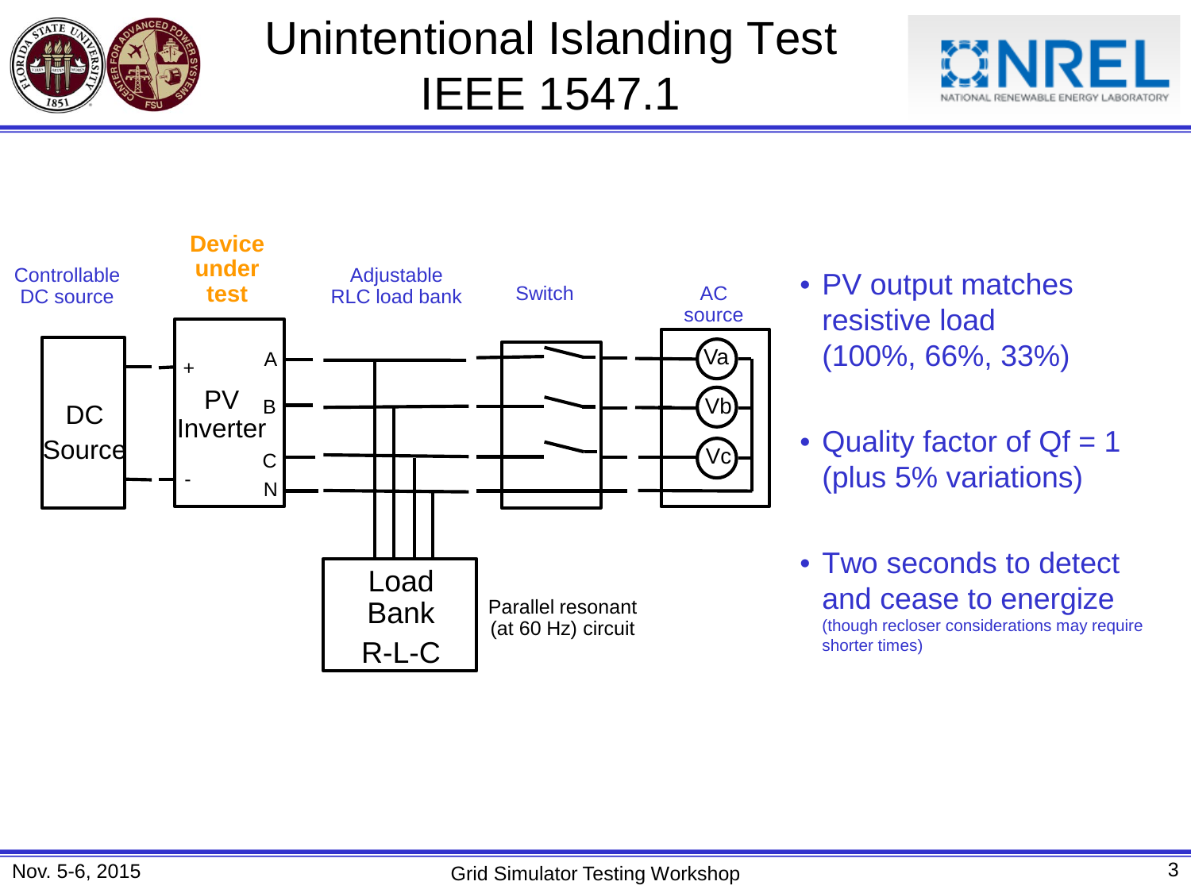# Unintentional Islanding Test IEEE 1547.1

Controllable DC source

**Device under test**

Adjustable RLC load bank

Switch

AC source

DC Source

PV Inverter

\+ A B C N -

Va Vb Vc

Load Bank R-L-C

Parallel resonant (at 60 Hz) circuit

- PV output matches resistive load (100%, 66%, 33%)
- Quality factor of Qf = 1 (plus 5% variations)
- Two seconds to detect and cease to energize (though recloser considerations may require shorter times)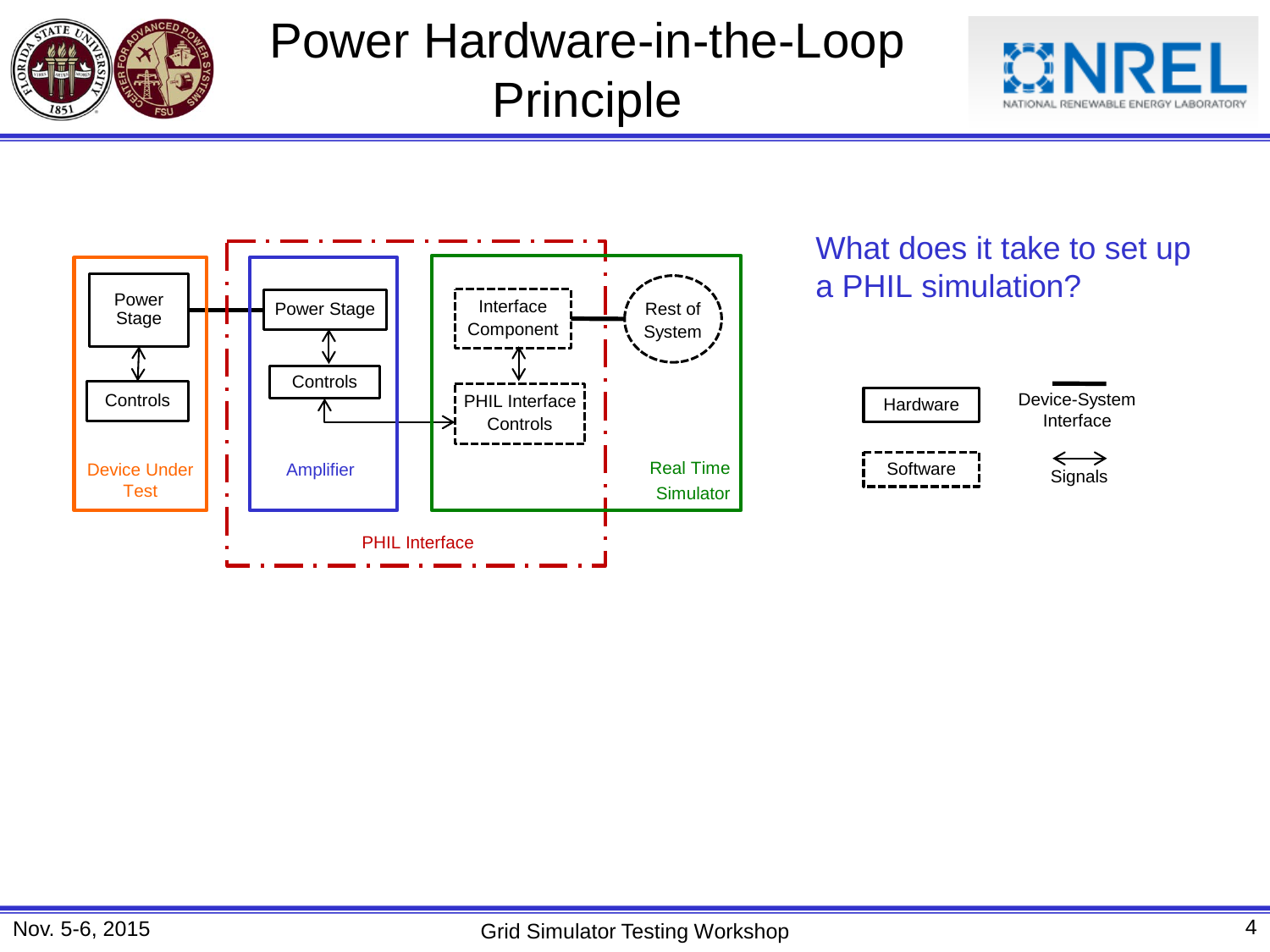# Power Hardware-in-the-Loop Principle

Power Stage

Controls

Device Under Test

Power Stage

Controls

Amplifier

Interface Component

PHIL Interface Controls

Rest of System

Real Time Simulator

PHIL Interface

What does it take to set up a PHIL simulation?

Hardware

Device-System Interface

Software

Signals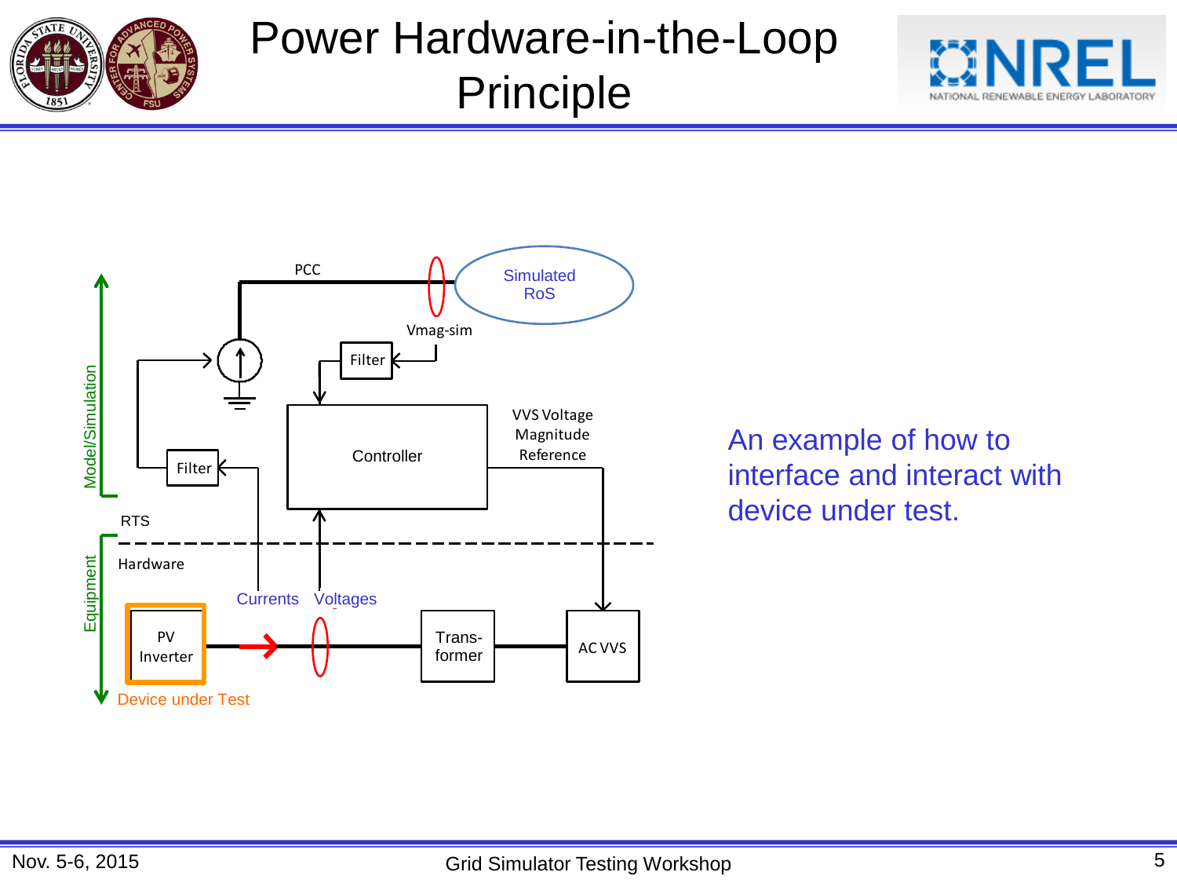# Power Hardware-in-the-Loop Principle

PCC

Simulated RoS

Vmag-sim

Filter

Controller

VVS Voltage Magnitude Reference

Filter

Model/Simulation

RTS

Hardware

Equipment

Currents

Voltages

PV Inverter

Trans-former

AC VVS

Device under Test

An example of how to interface and interact with device under test.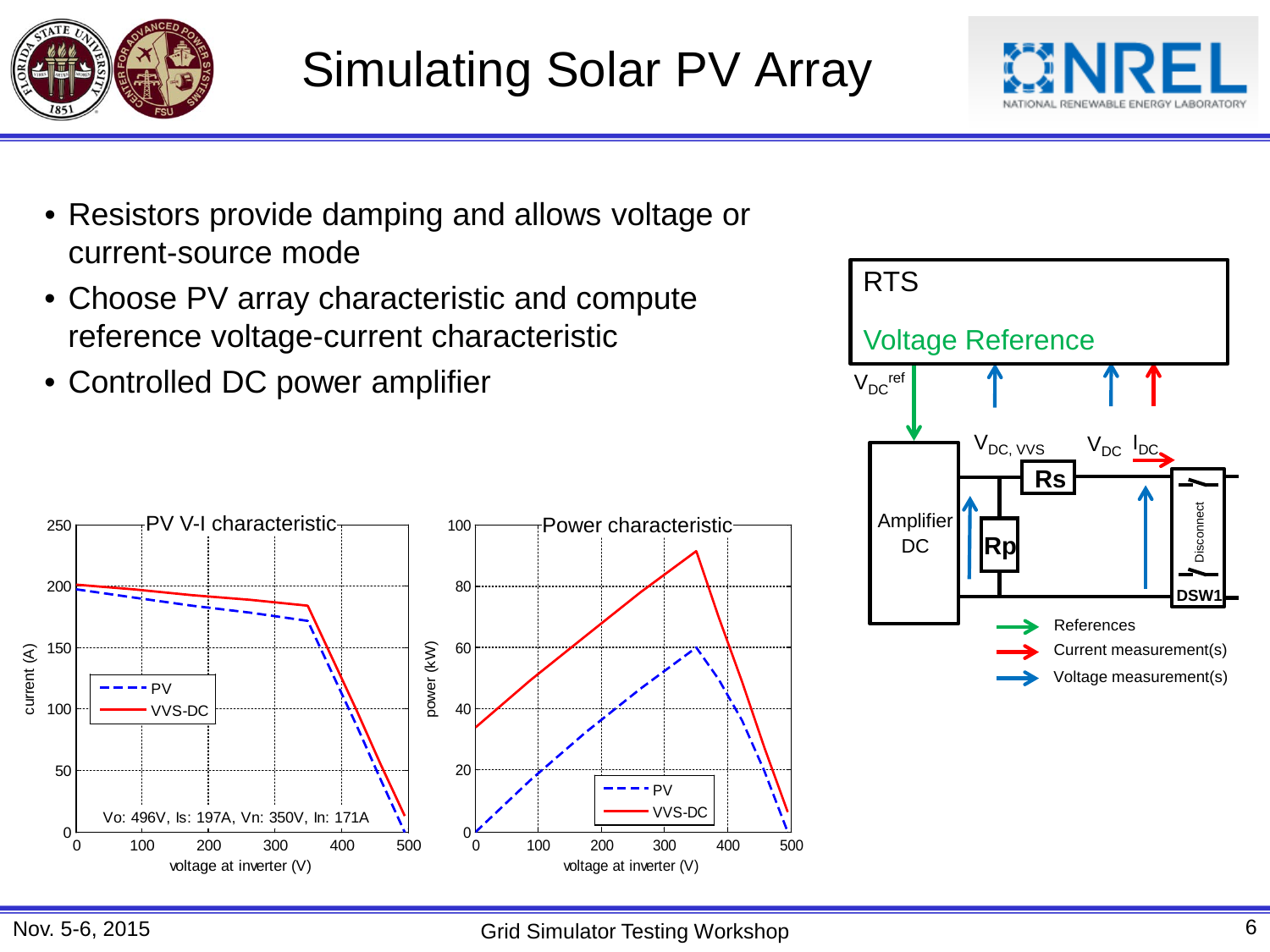# Simulating Solar PV Array

- Resistors provide damping and allows voltage or current-source mode
- Choose PV array characteristic and compute reference voltage-current characteristic
- Controlled DC power amplifier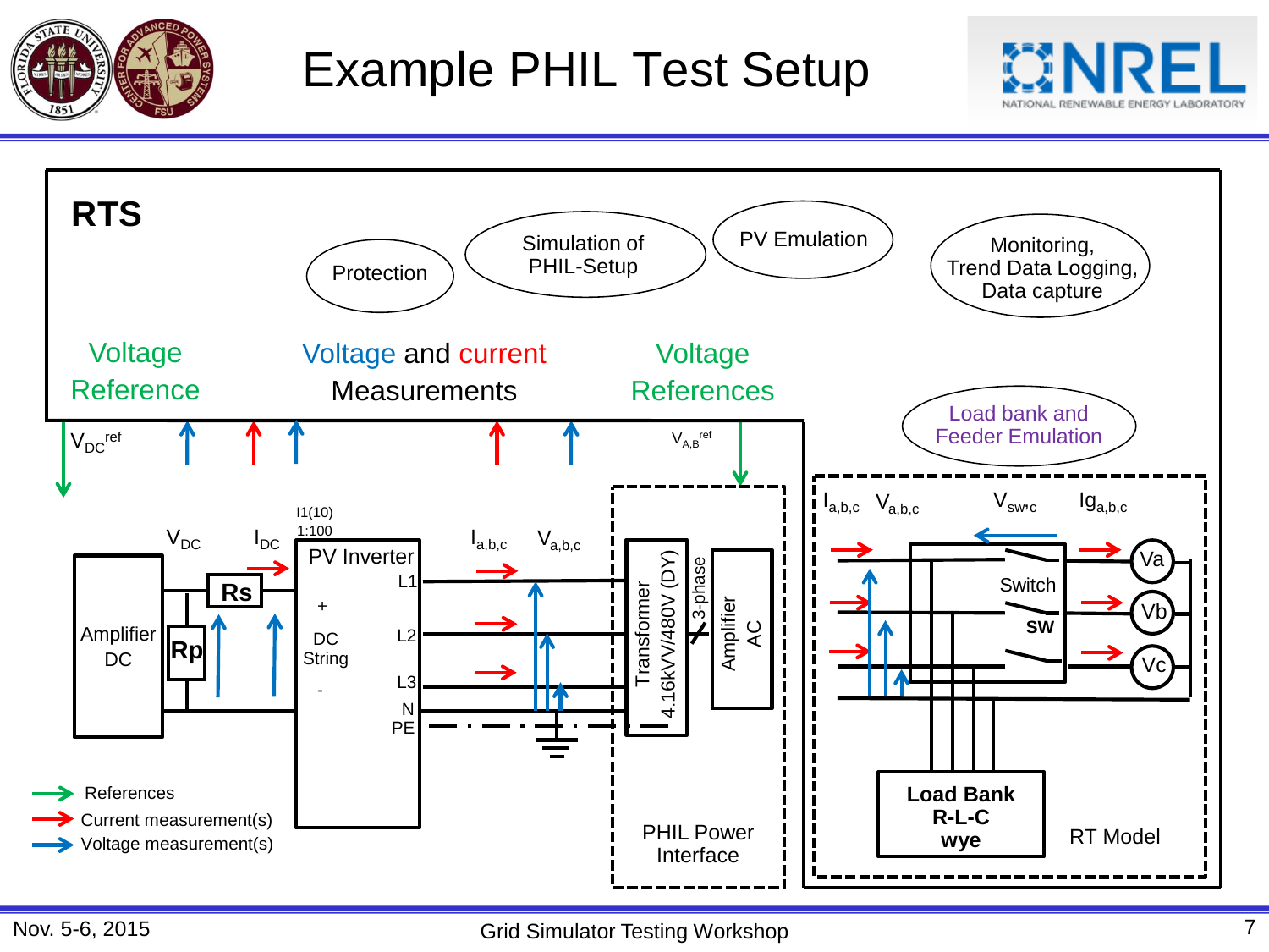# Example PHIL Test Setup

**RTS**

Protection

Simulation of PHIL-Setup

PV Emulation

Monitoring, Trend Data Logging, Data capture

Voltage Reference

Voltage and current Measurements

Voltage References

Load bank and Feeder Emulation

$V_{DC}^{ref}$

$V_{A,B}^{ref}$

Amplifier DC

$V_{DC}$

$I_{DC}$

Rs

Rp

I1(10) 1:100

PV Inverter

L1

L2

L3

N

PE

\+

DC String

\-

$I_{a,b,c}$ $V_{a,b,c}$

Transformer 4.16kVV/480V (DY)

3-phase

Amplifier AC

PHIL Power Interface

$I_{a,b,c}$ $V_{a,b,c}$ $V_{sw,c}$ $Ig_{a,b,c}$

Switch

SW

Va

Vb

Vc

Load Bank R-L-C wye

RT Model

References

Current measurement(s)

Voltage measurement(s)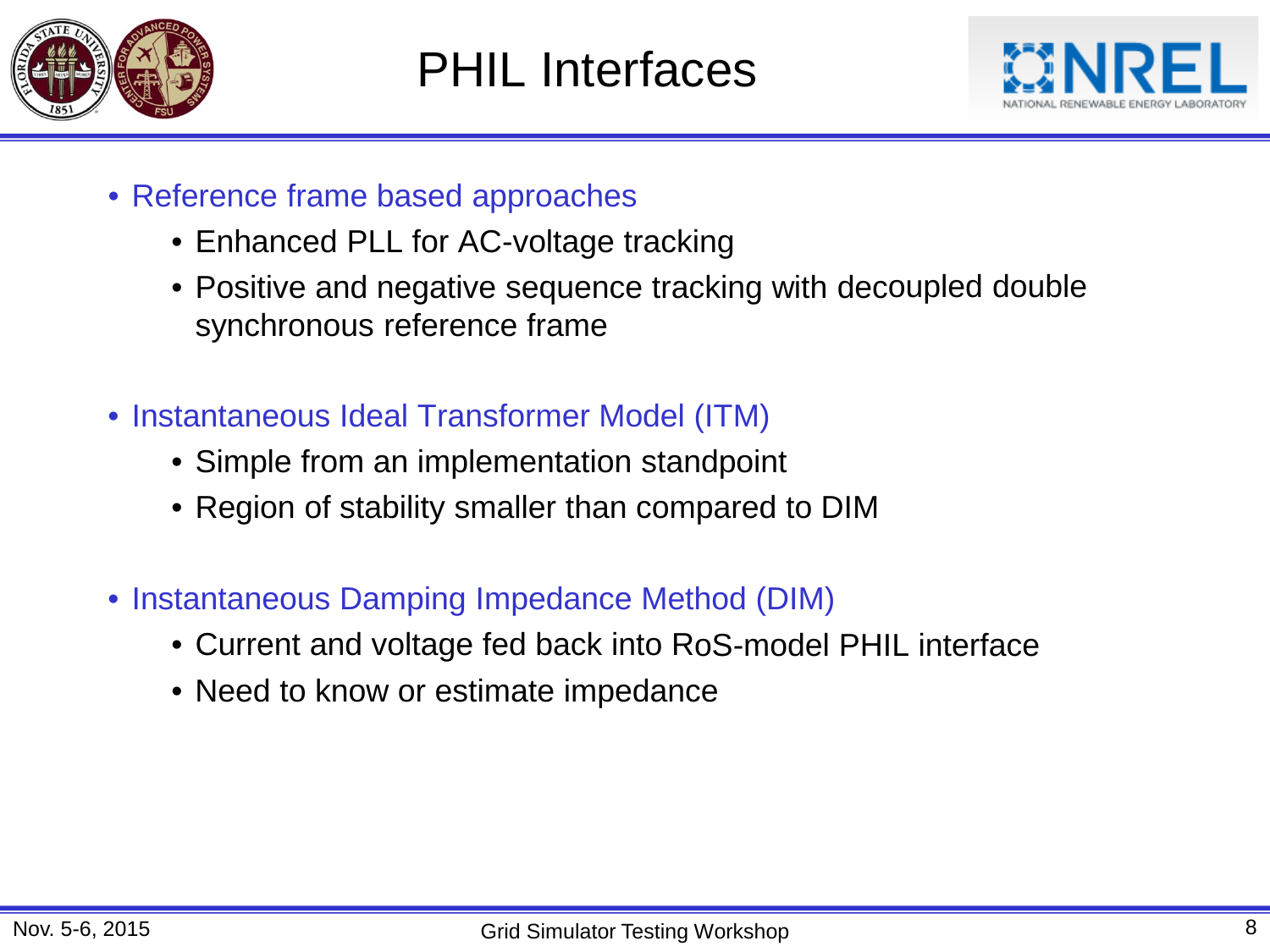# PHIL Interfaces

- Reference frame based approaches
  - Enhanced PLL for AC-voltage tracking
  - Positive and negative sequence tracking with decoupled double synchronous reference frame
- Instantaneous Ideal Transformer Model (ITM)
  - Simple from an implementation standpoint
  - Region of stability smaller than compared to DIM
- Instantaneous Damping Impedance Method (DIM)
  - Current and voltage fed back into RoS-model PHIL interface
  - Need to know or estimate impedance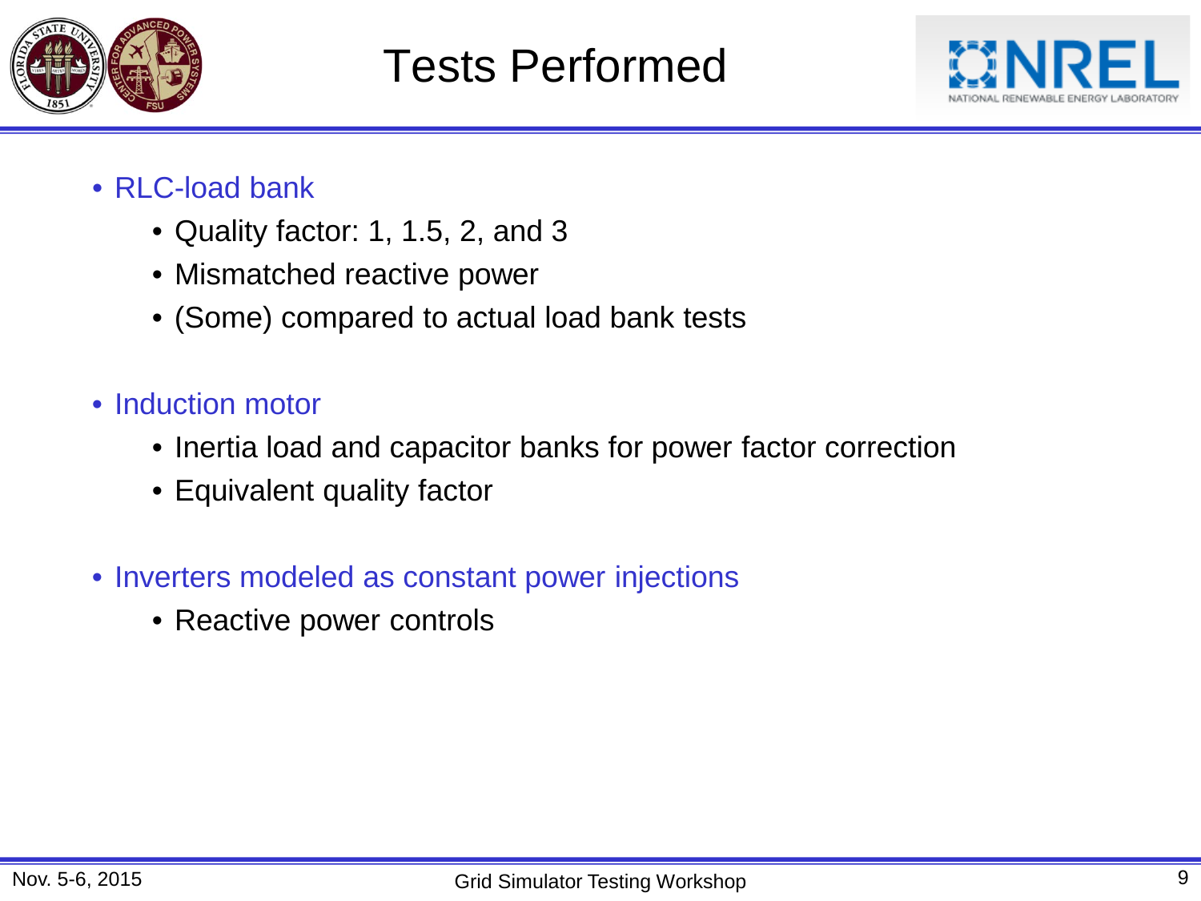# Tests Performed

- RLC-load bank
  - Quality factor: 1, 1.5, 2, and 3
  - Mismatched reactive power
  - (Some) compared to actual load bank tests
- Induction motor
  - Inertia load and capacitor banks for power factor correction
  - Equivalent quality factor
- Inverters modeled as constant power injections
  - Reactive power controls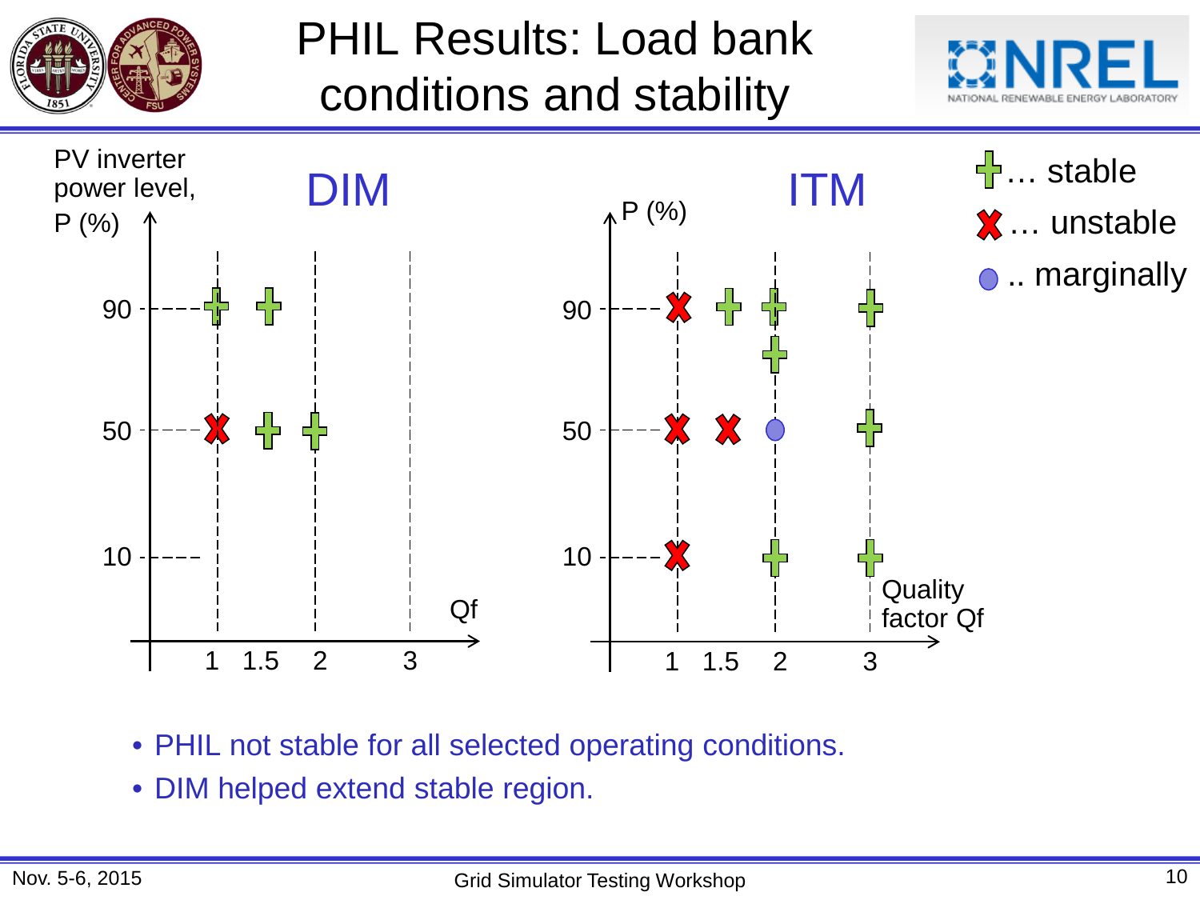# PHIL Results: Load bank conditions and stability

DIM

PV inverter power level, P (%)

| P (%) | Qf = 1 | Qf = 1.5 | Qf = 2 | Qf = 3 |
|---|---|---|---|---|
| 90 | stable | stable | | |
| 50 | unstable | stable | stable | |
| 10 | | | | |

ITM

| P (%) | Qf = 1 | Qf = 1.5 | Qf = 2 | Qf = 3 |
|---|---|---|---|---|
| 90 | unstable | stable | stable, stable | stable |
| 50 | unstable | unstable | marginally | stable |
| 10 | unstable | | stable | stable |

Legend: + … stable; X … unstable; ● .. marginally

Quality factor Qf

- PHIL not stable for all selected operating conditions.
- DIM helped extend stable region.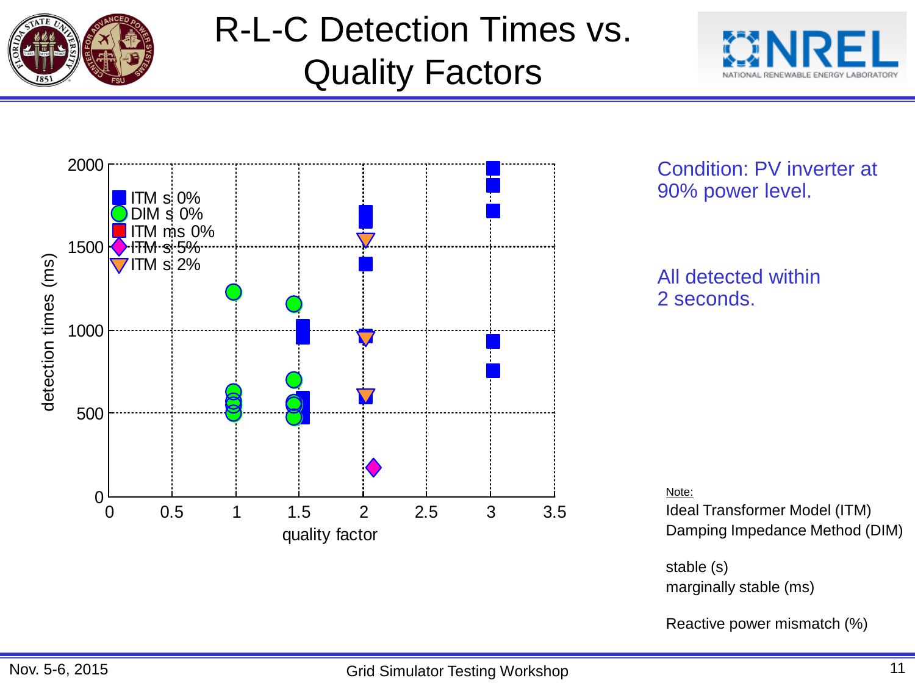# R-L-C Detection Times vs. Quality Factors

Condition: PV inverter at 90% power level.

All detected within 2 seconds.

Note:

Ideal Transformer Model (ITM)
Damping Impedance Method (DIM)

stable (s)
marginally stable (ms)

Reactive power mismatch (%)

Nov. 5-6, 2015 — Grid Simulator Testing Workshop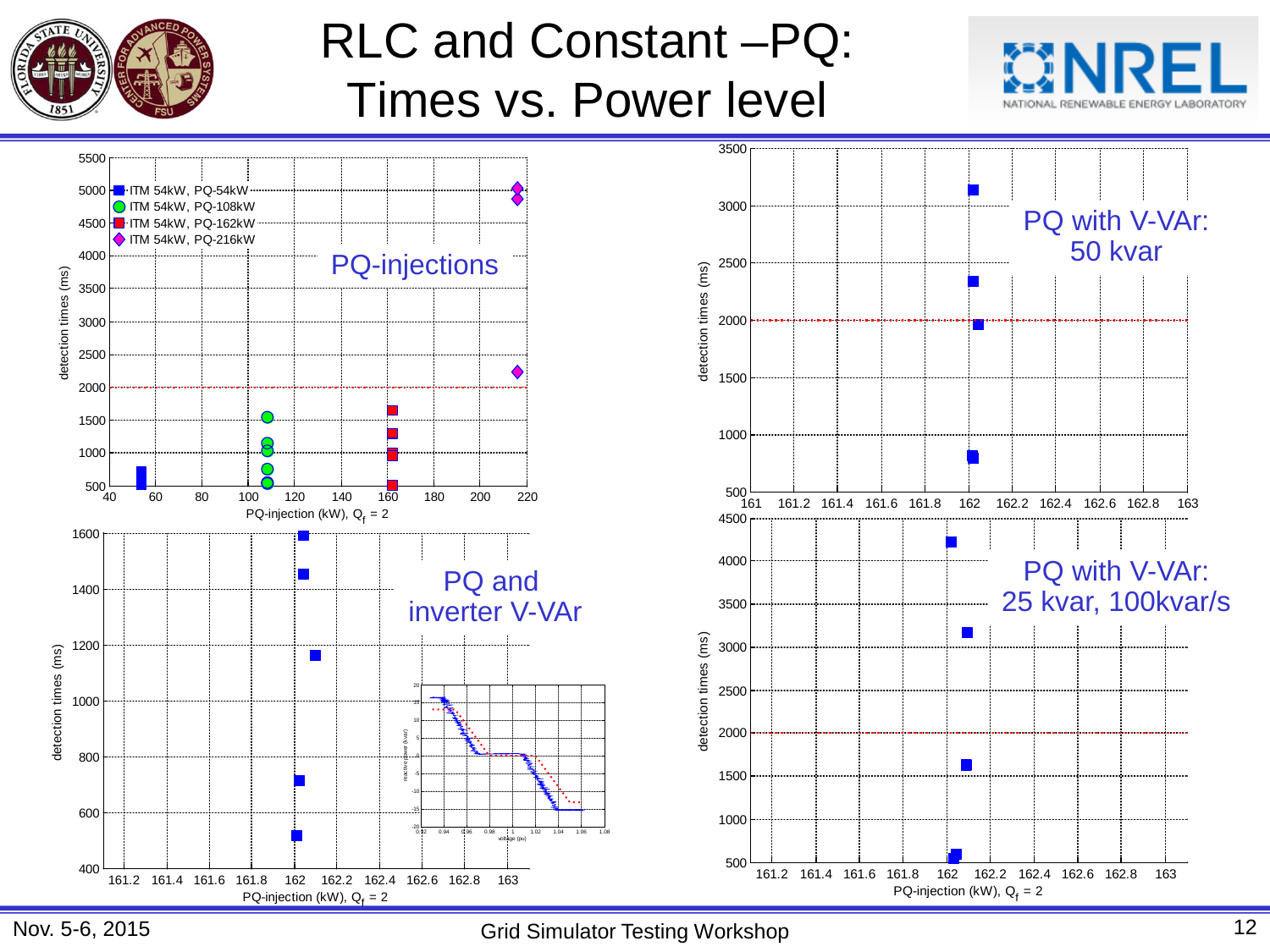# RLC and Constant –PQ: Times vs. Power level

**PQ-injections**

- ITM 54kW, PQ-54kW
- ITM 54kW, PQ-108kW
- ITM 54kW, PQ-162kW
- ITM 54kW, PQ-216kW

detection times (ms) vs. PQ-injection (kW), $Q_f$ = 2

**PQ with V-VAr: 50 kvar**

detection times (ms) vs. PQ-injection (kW), $Q_f$ = 2

**PQ and inverter V-VAr**

detection times (ms) vs. PQ-injection (kW), $Q_f$ = 2

Inset: reactive power (kvar) vs. voltage (pu)

**PQ with V-VAr: 25 kvar, 100kvar/s**

detection times (ms) vs. PQ-injection (kW), $Q_f$ = 2

Nov. 5-6, 2015 — Grid Simulator Testing Workshop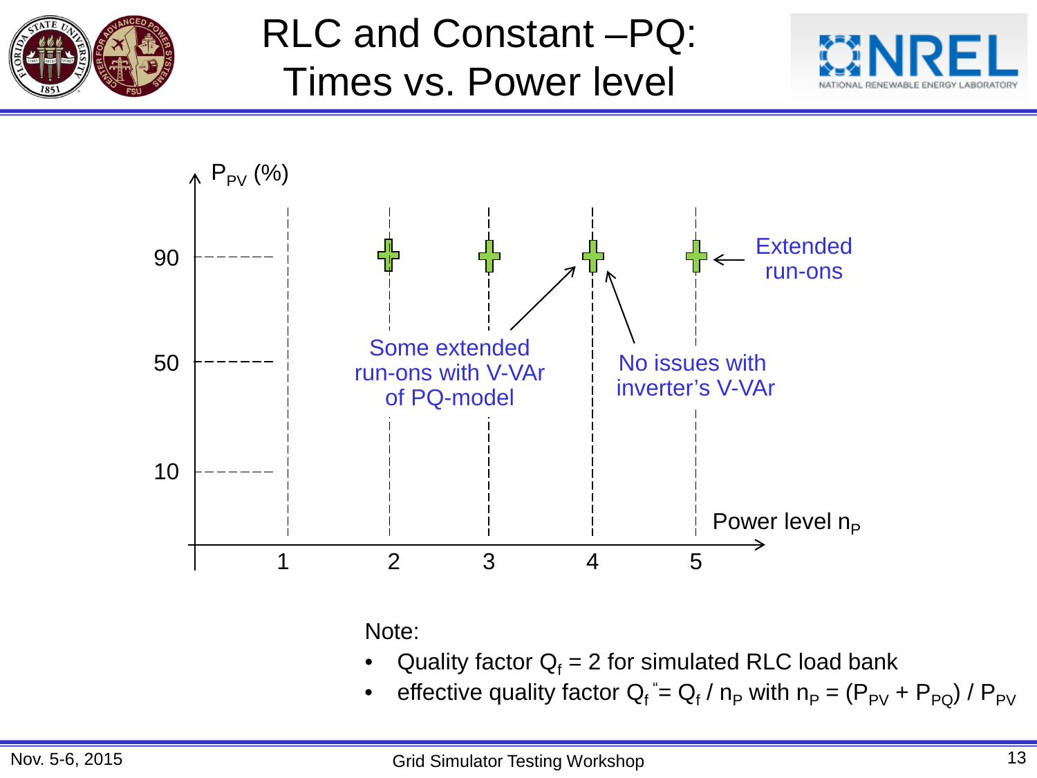# RLC and Constant –PQ: Times vs. Power level

$P_{PV}$ (%)

90

50

10

1 2 3 4 5

Power level $n_P$

Extended run-ons

Some extended run-ons with V-VAr of PQ-model

No issues with inverter's V-VAr

Note:

- Quality factor $Q_f$ = 2 for simulated RLC load bank
- effective quality factor $Q_f$" = $Q_f$ / $n_P$ with $n_P = (P_{PV} + P_{PQ}) / P_{PV}$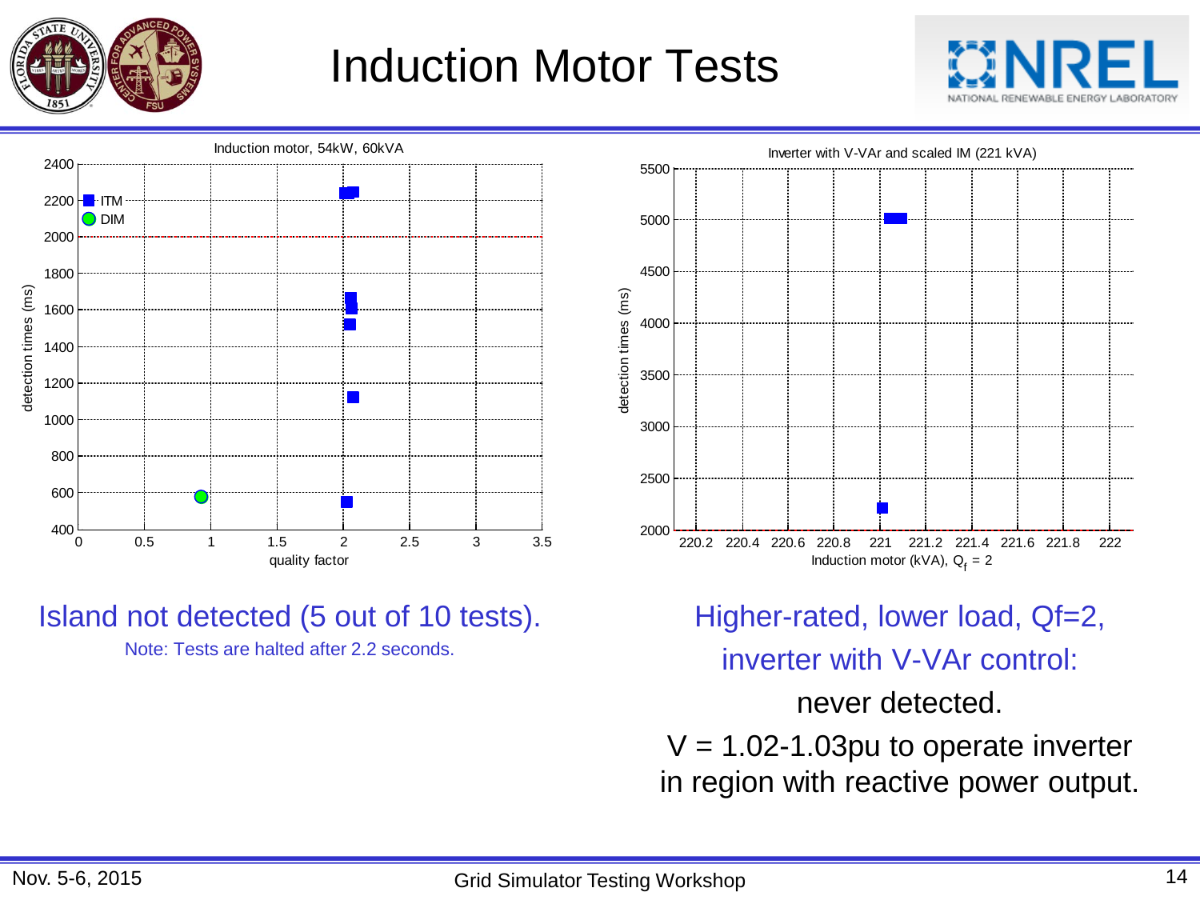# Induction Motor Tests

Island not detected (5 out of 10 tests).

Note: Tests are halted after 2.2 seconds.

Higher-rated, lower load, Qf=2, inverter with V-VAr control: never detected.

V = 1.02-1.03pu to operate inverter in region with reactive power output.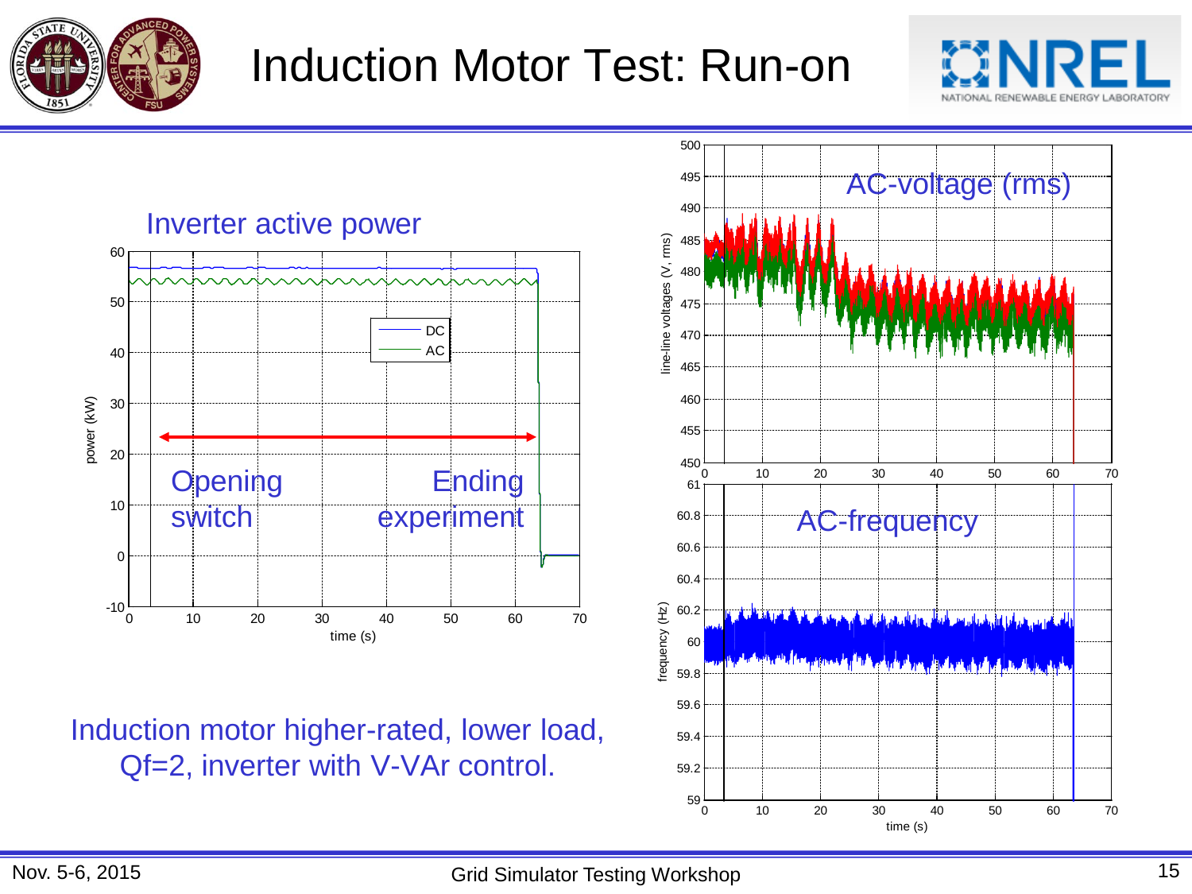# Induction Motor Test: Run-on

Induction motor higher-rated, lower load, Qf=2, inverter with V-VAr control.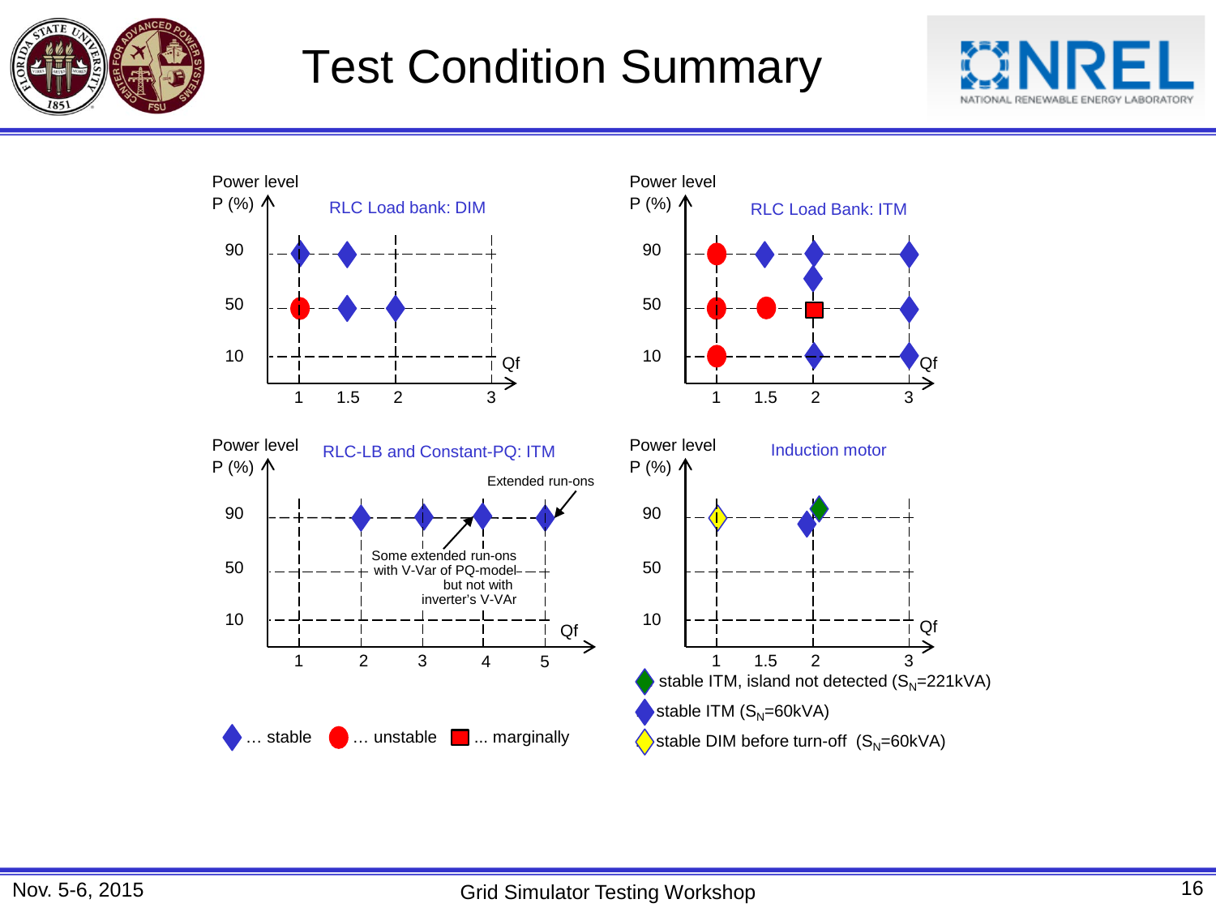# Test Condition Summary

**RLC Load bank: DIM**

Power level P (%) vs. Qf

| P (%) | Qf = 1 | Qf = 1.5 | Qf = 2 | Qf = 3 |
|---|---|---|---|---|
| 90 | stable | stable | | |
| 50 | unstable | stable | stable | |
| 10 | | | | |

**RLC Load Bank: ITM**

| P (%) | Qf = 1 | Qf = 1.5 | Qf = 2 | Qf = 3 |
|---|---|---|---|---|
| 90 | unstable | stable | stable | stable |
| between 50 and 90 | | | stable | |
| 50 | unstable | unstable | marginally | stable |
| 10 | unstable | | stable | stable |

**RLC-LB and Constant-PQ: ITM**

| P (%) | Qf = 1 | Qf = 2 | Qf = 3 | Qf = 4 | Qf = 5 |
|---|---|---|---|---|---|
| 90 | | stable | stable | stable | stable |
| 50 | | | | | |
| 10 | | | | | |

- Extended run-ons (Qf = 5)
- Some extended run-ons with V-Var of PQ-model but not with inverter's V-VAr (Qf = 4)

Legend: ◆ … stable ● … unstable ■ ... marginally

**Induction motor**

| P (%) | Qf = 1 | Qf = 1.5 | Qf = 2 | Qf = 3 |
|---|---|---|---|---|
| 90 | stable DIM before turn-off | | stable ITM; stable ITM, island not detected | |
| 50 | | | | |
| 10 | | | | |

- ◆ (green) stable ITM, island not detected ($S_N$=221kVA)
- ◆ (blue) stable ITM ($S_N$=60kVA)
- ◆ (yellow) stable DIM before turn-off ($S_N$=60kVA)

Nov. 5-6, 2015 — Grid Simulator Testing Workshop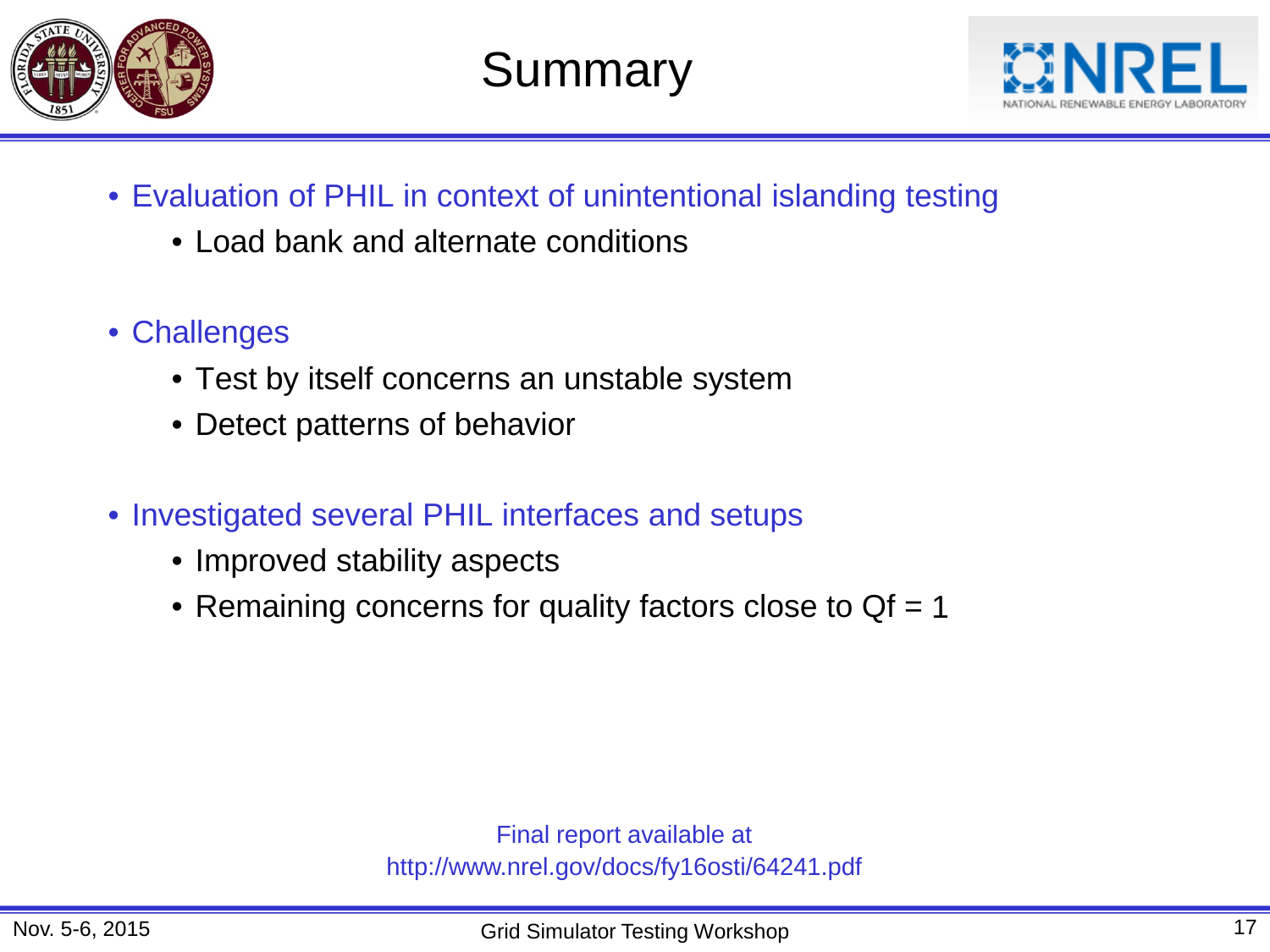# Summary

- Evaluation of PHIL in context of unintentional islanding testing
  - Load bank and alternate conditions

- Challenges
  - Test by itself concerns an unstable system
  - Detect patterns of behavior

- Investigated several PHIL interfaces and setups
  - Improved stability aspects
  - Remaining concerns for quality factors close to Qf = 1

Final report available at
http://www.nrel.gov/docs/fy16osti/64241.pdf